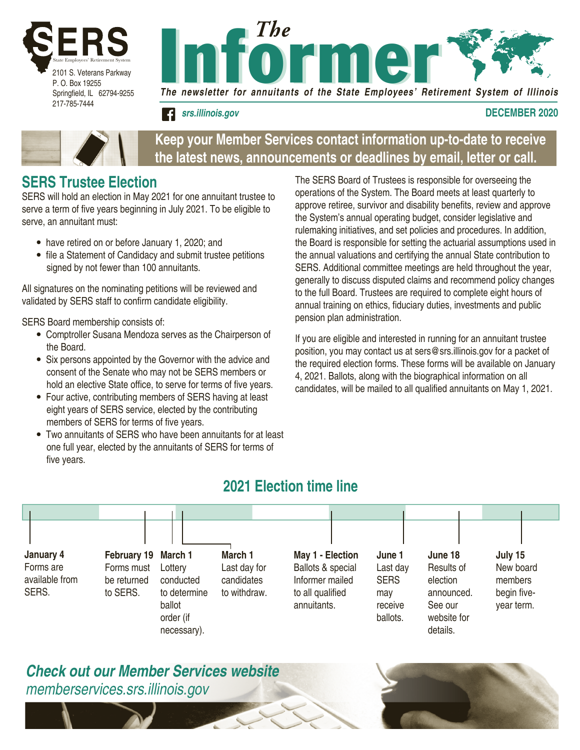SERS
State Employees' Retirement System

2101 S. Veterans Parkway
P. O. Box 19255
Springfield, IL 62794-9255
217-785-7444

# The Informer

*The newsletter for annuitants of the State Employees' Retirement System of Illinois*

*srs.illinois.gov*

**DECEMBER 2020**

**Keep your Member Services contact information up-to-date to receive the latest news, announcements or deadlines by email, letter or call.**

## SERS Trustee Election

SERS will hold an election in May 2021 for one annuitant trustee to serve a term of five years beginning in July 2021. To be eligible to serve, an annuitant must:

- have retired on or before January 1, 2020; and
- file a Statement of Candidacy and submit trustee petitions signed by not fewer than 100 annuitants.

All signatures on the nominating petitions will be reviewed and validated by SERS staff to confirm candidate eligibility.

SERS Board membership consists of:

- Comptroller Susana Mendoza serves as the Chairperson of the Board.
- Six persons appointed by the Governor with the advice and consent of the Senate who may not be SERS members or hold an elective State office, to serve for terms of five years.
- Four active, contributing members of SERS having at least eight years of SERS service, elected by the contributing members of SERS for terms of five years.
- Two annuitants of SERS who have been annuitants for at least one full year, elected by the annuitants of SERS for terms of five years.

The SERS Board of Trustees is responsible for overseeing the operations of the System. The Board meets at least quarterly to approve retiree, survivor and disability benefits, review and approve the System's annual operating budget, consider legislative and rulemaking initiatives, and set policies and procedures. In addition, the Board is responsible for setting the actuarial assumptions used in the annual valuations and certifying the annual State contribution to SERS. Additional committee meetings are held throughout the year, generally to discuss disputed claims and recommend policy changes to the full Board. Trustees are required to complete eight hours of annual training on ethics, fiduciary duties, investments and public pension plan administration.

If you are eligible and interested in running for an annuitant trustee position, you may contact us at sers@srs.illinois.gov for a packet of the required election forms. These forms will be available on January 4, 2021. Ballots, along with the biographical information on all candidates, will be mailed to all qualified annuitants on May 1, 2021.

## 2021 Election time line

- **January 4** – Forms are available from SERS.
- **February 19** – Forms must be returned to SERS.
- **March 1** – Lottery conducted to determine ballot order (if necessary).
- **March 1** – Last day for candidates to withdraw.
- **May 1 - Election** – Ballots & special Informer mailed to all qualified annuitants.
- **June 1** – Last day SERS may receive ballots.
- **June 18** – Results of election announced. See our website for details.
- **July 15** – New board members begin five-year term.

***Check out our Member Services website***
*memberservices.srs.illinois.gov*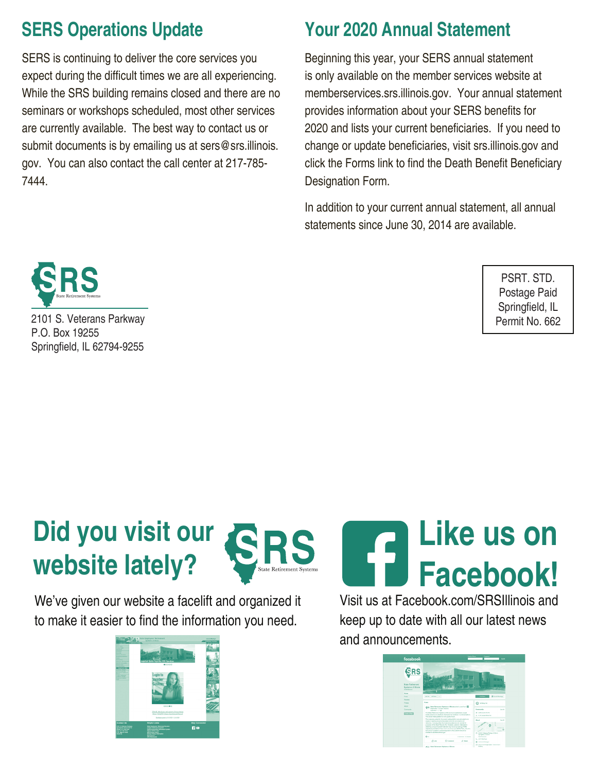## SERS Operations Update

SERS is continuing to deliver the core services you expect during the difficult times we are all experiencing. While the SRS building remains closed and there are no seminars or workshops scheduled, most other services are currently available. The best way to contact us or submit documents is by emailing us at sers@srs.illinois.gov. You can also contact the call center at 217-785-7444.

## Your 2020 Annual Statement

Beginning this year, your SERS annual statement is only available on the member services website at memberservices.srs.illinois.gov. Your annual statement provides information about your SERS benefits for 2020 and lists your current beneficiaries. If you need to change or update beneficiaries, visit srs.illinois.gov and click the Forms link to find the Death Benefit Beneficiary Designation Form.

In addition to your current annual statement, all annual statements since June 30, 2014 are available.

SRS State Retirement Systems

2101 S. Veterans Parkway
P.O. Box 19255
Springfield, IL 62794-9255

PSRT. STD.
Postage Paid
Springfield, IL
Permit No. 662

## Did you visit our website lately?

We've given our website a facelift and organized it to make it easier to find the information you need.

## Like us on Facebook!

Visit us at Facebook.com/SRSIllinois and keep up to date with all our latest news and announcements.